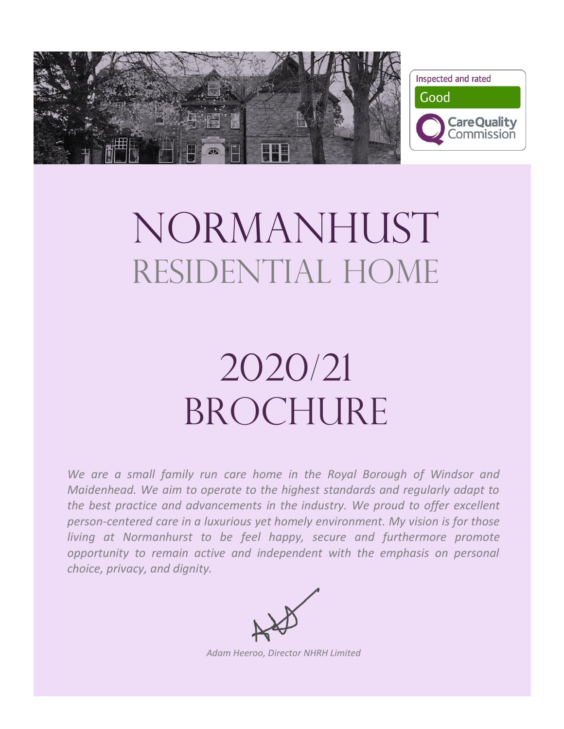Inspected and rated

Good

CareQuality Commission

# NORMANHUST
## RESIDENTIAL HOME

# 2020/21 BROCHURE

*We are a small family run care home in the Royal Borough of Windsor and Maidenhead. We aim to operate to the highest standards and regularly adapt to the best practice and advancements in the industry. We proud to offer excellent person-centered care in a luxurious yet homely environment. My vision is for those living at Normanhurst to be feel happy, secure and furthermore promote opportunity to remain active and independent with the emphasis on personal choice, privacy, and dignity.*

*Adam Heeroo, Director NHRH Limited*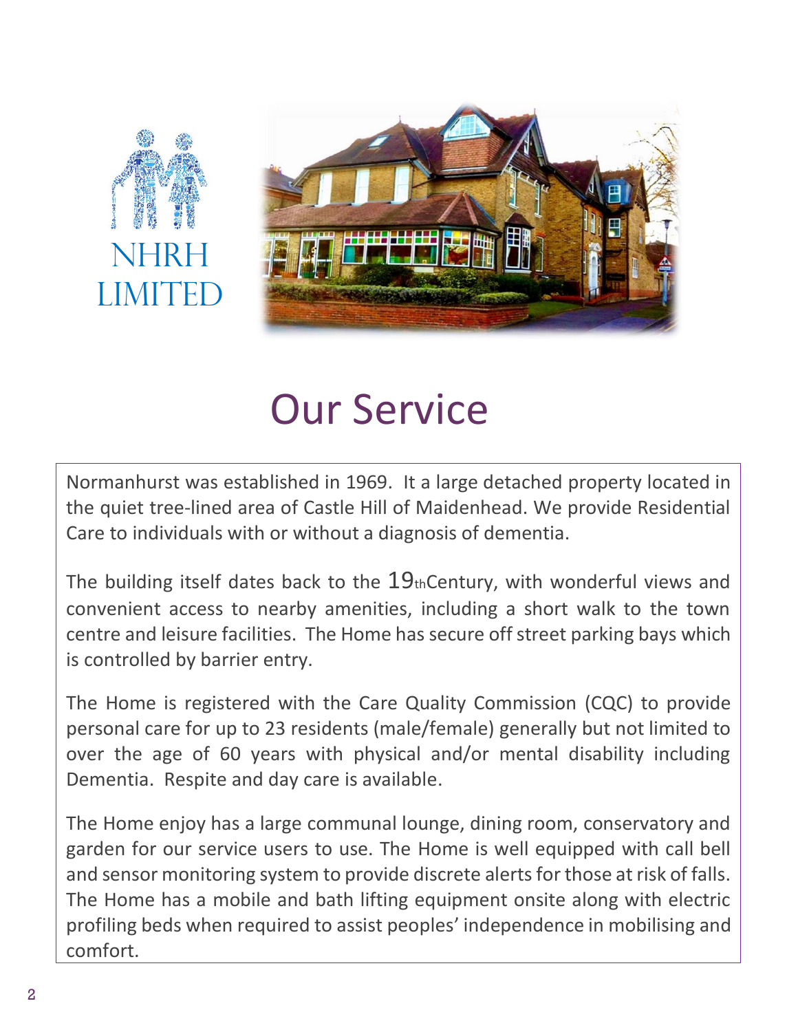NHRH LIMITED

# Our Service

Normanhurst was established in 1969. It a large detached property located in the quiet tree-lined area of Castle Hill of Maidenhead. We provide Residential Care to individuals with or without a diagnosis of dementia.

The building itself dates back to the 19th Century, with wonderful views and convenient access to nearby amenities, including a short walk to the town centre and leisure facilities. The Home has secure off street parking bays which is controlled by barrier entry.

The Home is registered with the Care Quality Commission (CQC) to provide personal care for up to 23 residents (male/female) generally but not limited to over the age of 60 years with physical and/or mental disability including Dementia. Respite and day care is available.

The Home enjoy has a large communal lounge, dining room, conservatory and garden for our service users to use. The Home is well equipped with call bell and sensor monitoring system to provide discrete alerts for those at risk of falls. The Home has a mobile and bath lifting equipment onsite along with electric profiling beds when required to assist peoples' independence in mobilising and comfort.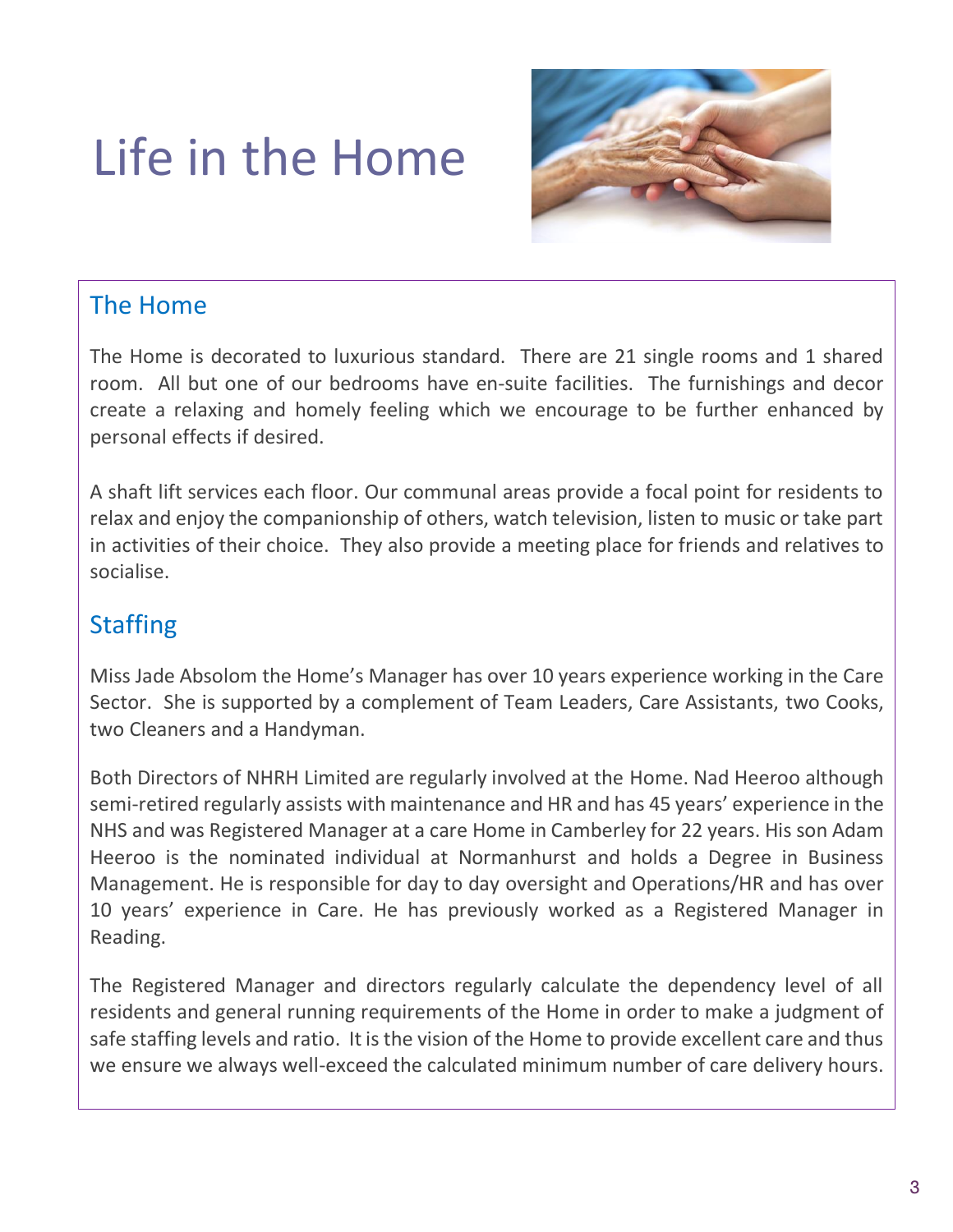# Life in the Home

## The Home

The Home is decorated to luxurious standard. There are 21 single rooms and 1 shared room. All but one of our bedrooms have en-suite facilities. The furnishings and decor create a relaxing and homely feeling which we encourage to be further enhanced by personal effects if desired.

A shaft lift services each floor. Our communal areas provide a focal point for residents to relax and enjoy the companionship of others, watch television, listen to music or take part in activities of their choice. They also provide a meeting place for friends and relatives to socialise.

## Staffing

Miss Jade Absolom the Home's Manager has over 10 years experience working in the Care Sector. She is supported by a complement of Team Leaders, Care Assistants, two Cooks, two Cleaners and a Handyman.

Both Directors of NHRH Limited are regularly involved at the Home. Nad Heeroo although semi-retired regularly assists with maintenance and HR and has 45 years' experience in the NHS and was Registered Manager at a care Home in Camberley for 22 years. His son Adam Heeroo is the nominated individual at Normanhurst and holds a Degree in Business Management. He is responsible for day to day oversight and Operations/HR and has over 10 years' experience in Care. He has previously worked as a Registered Manager in Reading.

The Registered Manager and directors regularly calculate the dependency level of all residents and general running requirements of the Home in order to make a judgment of safe staffing levels and ratio. It is the vision of the Home to provide excellent care and thus we ensure we always well-exceed the calculated minimum number of care delivery hours.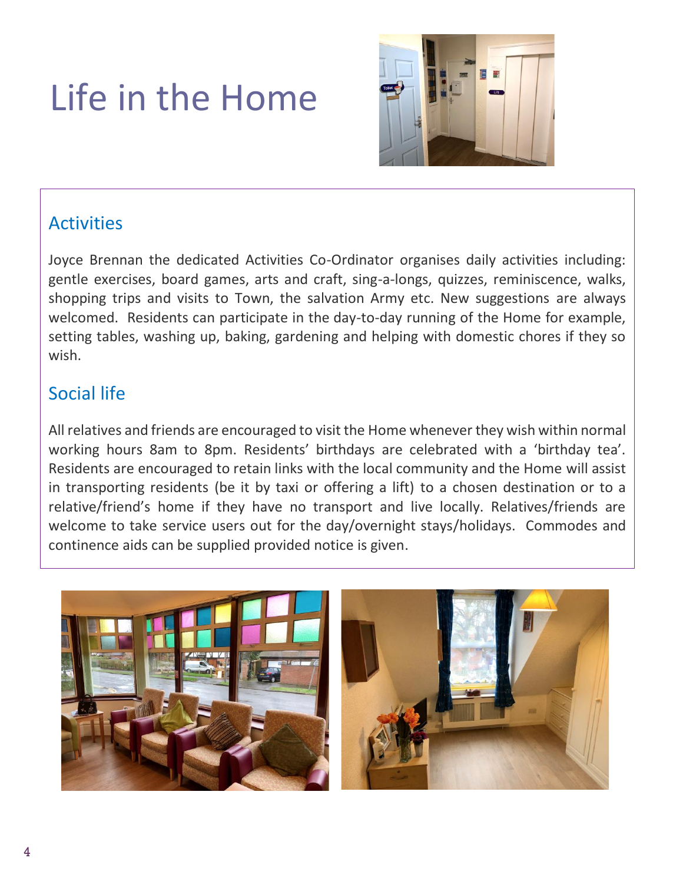# Life in the Home

## Activities

Joyce Brennan the dedicated Activities Co-Ordinator organises daily activities including: gentle exercises, board games, arts and craft, sing-a-longs, quizzes, reminiscence, walks, shopping trips and visits to Town, the salvation Army etc. New suggestions are always welcomed. Residents can participate in the day-to-day running of the Home for example, setting tables, washing up, baking, gardening and helping with domestic chores if they so wish.

## Social life

All relatives and friends are encouraged to visit the Home whenever they wish within normal working hours 8am to 8pm. Residents' birthdays are celebrated with a 'birthday tea'. Residents are encouraged to retain links with the local community and the Home will assist in transporting residents (be it by taxi or offering a lift) to a chosen destination or to a relative/friend's home if they have no transport and live locally. Relatives/friends are welcome to take service users out for the day/overnight stays/holidays. Commodes and continence aids can be supplied provided notice is given.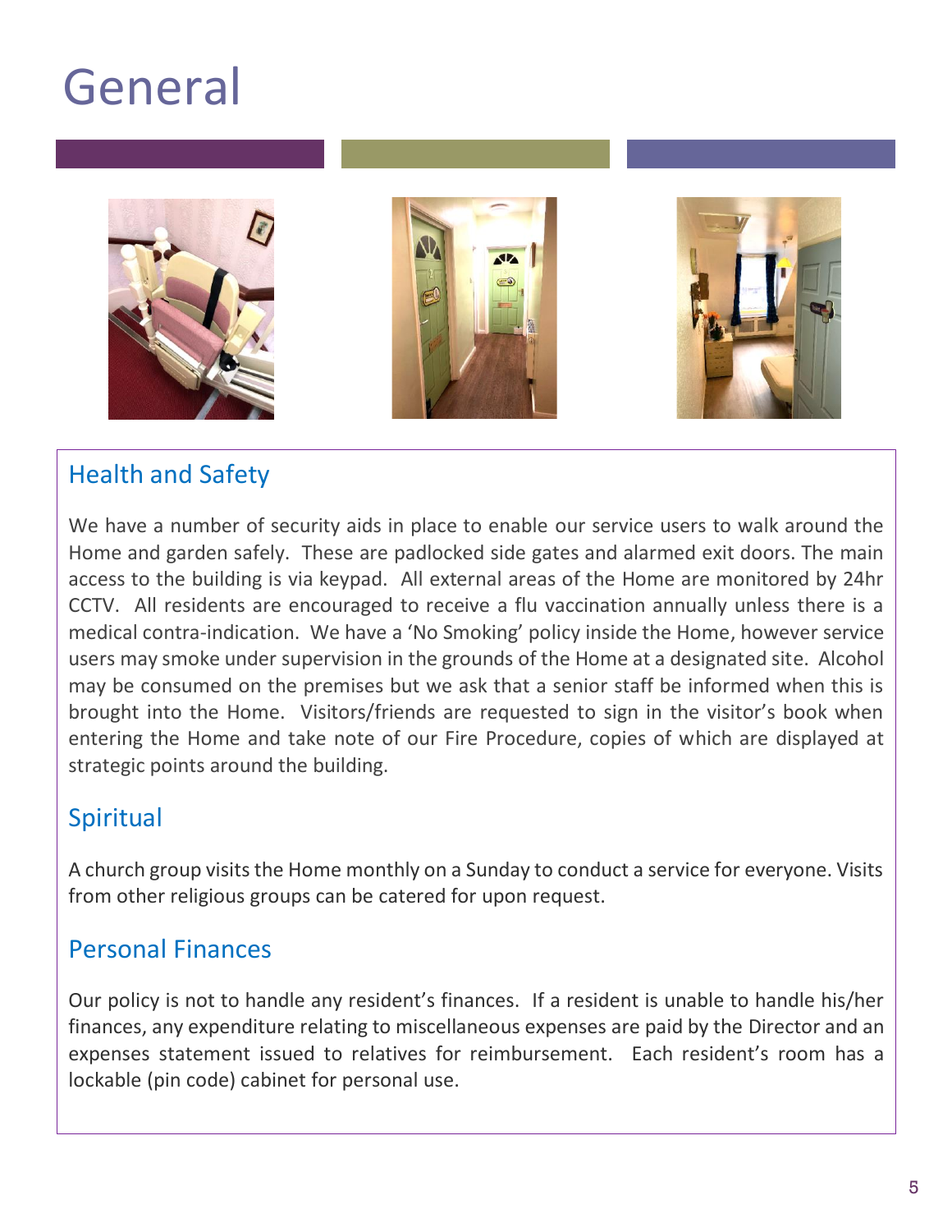# General

## Health and Safety

We have a number of security aids in place to enable our service users to walk around the Home and garden safely. These are padlocked side gates and alarmed exit doors. The main access to the building is via keypad. All external areas of the Home are monitored by 24hr CCTV. All residents are encouraged to receive a flu vaccination annually unless there is a medical contra-indication. We have a 'No Smoking' policy inside the Home, however service users may smoke under supervision in the grounds of the Home at a designated site. Alcohol may be consumed on the premises but we ask that a senior staff be informed when this is brought into the Home. Visitors/friends are requested to sign in the visitor's book when entering the Home and take note of our Fire Procedure, copies of which are displayed at strategic points around the building.

## Spiritual

A church group visits the Home monthly on a Sunday to conduct a service for everyone. Visits from other religious groups can be catered for upon request.

## Personal Finances

Our policy is not to handle any resident's finances. If a resident is unable to handle his/her finances, any expenditure relating to miscellaneous expenses are paid by the Director and an expenses statement issued to relatives for reimbursement. Each resident's room has a lockable (pin code) cabinet for personal use.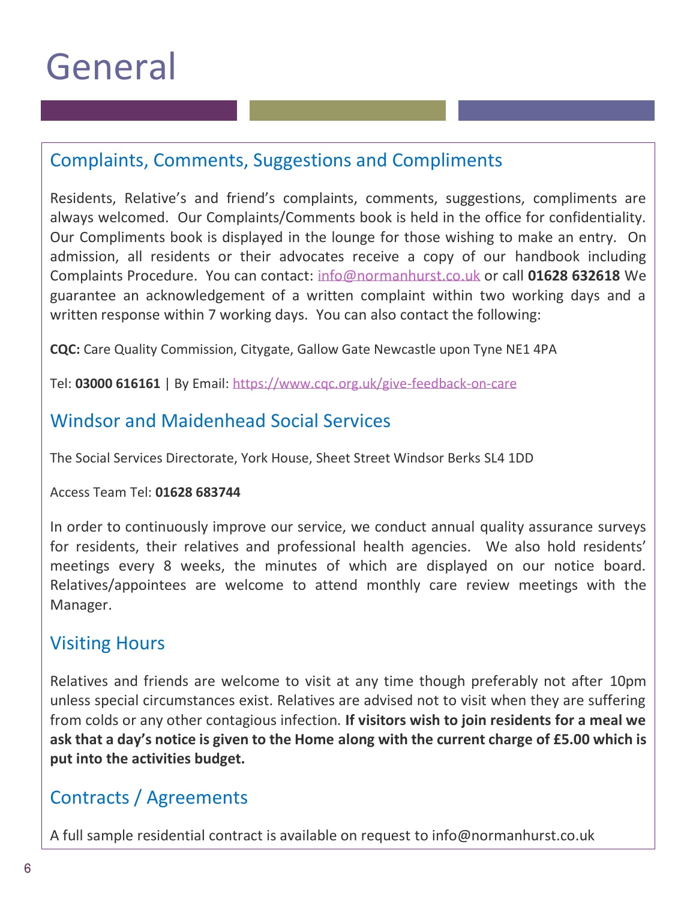# General

## Complaints, Comments, Suggestions and Compliments

Residents, Relative's and friend's complaints, comments, suggestions, compliments are always welcomed. Our Complaints/Comments book is held in the office for confidentiality. Our Compliments book is displayed in the lounge for those wishing to make an entry. On admission, all residents or their advocates receive a copy of our handbook including Complaints Procedure. You can contact: info@normanhurst.co.uk or call **01628 632618** We guarantee an acknowledgement of a written complaint within two working days and a written response within 7 working days. You can also contact the following:

**CQC:** Care Quality Commission, Citygate, Gallow Gate Newcastle upon Tyne NE1 4PA

Tel: **03000 616161** | By Email: https://www.cqc.org.uk/give-feedback-on-care

## Windsor and Maidenhead Social Services

The Social Services Directorate, York House, Sheet Street Windsor Berks SL4 1DD

Access Team Tel: **01628 683744**

In order to continuously improve our service, we conduct annual quality assurance surveys for residents, their relatives and professional health agencies. We also hold residents' meetings every 8 weeks, the minutes of which are displayed on our notice board. Relatives/appointees are welcome to attend monthly care review meetings with the Manager.

## Visiting Hours

Relatives and friends are welcome to visit at any time though preferably not after 10pm unless special circumstances exist. Relatives are advised not to visit when they are suffering from colds or any other contagious infection. **If visitors wish to join residents for a meal we ask that a day's notice is given to the Home along with the current charge of £5.00 which is put into the activities budget.**

## Contracts / Agreements

A full sample residential contract is available on request to info@normanhurst.co.uk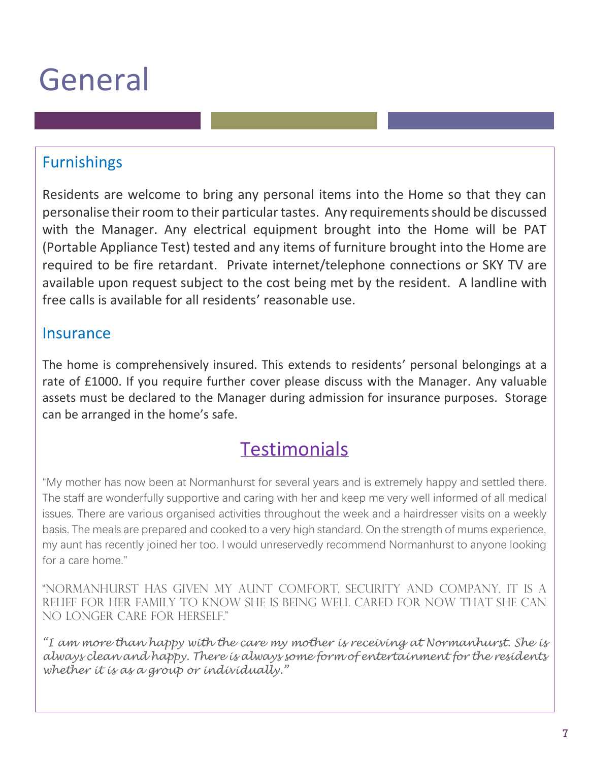# General

## Furnishings

Residents are welcome to bring any personal items into the Home so that they can personalise their room to their particular tastes. Any requirements should be discussed with the Manager. Any electrical equipment brought into the Home will be PAT (Portable Appliance Test) tested and any items of furniture brought into the Home are required to be fire retardant. Private internet/telephone connections or SKY TV are available upon request subject to the cost being met by the resident. A landline with free calls is available for all residents' reasonable use.

## Insurance

The home is comprehensively insured. This extends to residents' personal belongings at a rate of £1000. If you require further cover please discuss with the Manager. Any valuable assets must be declared to the Manager during admission for insurance purposes. Storage can be arranged in the home's safe.

## Testimonials

"My mother has now been at Normanhurst for several years and is extremely happy and settled there. The staff are wonderfully supportive and caring with her and keep me very well informed of all medical issues. There are various organised activities throughout the week and a hairdresser visits on a weekly basis. The meals are prepared and cooked to a very high standard. On the strength of mums experience, my aunt has recently joined her too. I would unreservedly recommend Normanhurst to anyone looking for a care home."

"NORMANHURST HAS GIVEN MY AUNT COMFORT, SECURITY AND COMPANY. IT IS A RELIEF FOR HER FAMILY TO KNOW SHE IS BEING WELL CARED FOR NOW THAT SHE CAN NO LONGER CARE FOR HERSELF."

*"I am more than happy with the care my mother is receiving at Normanhurst. She is always clean and happy. There is always some form of entertainment for the residents whether it is as a group or individually."*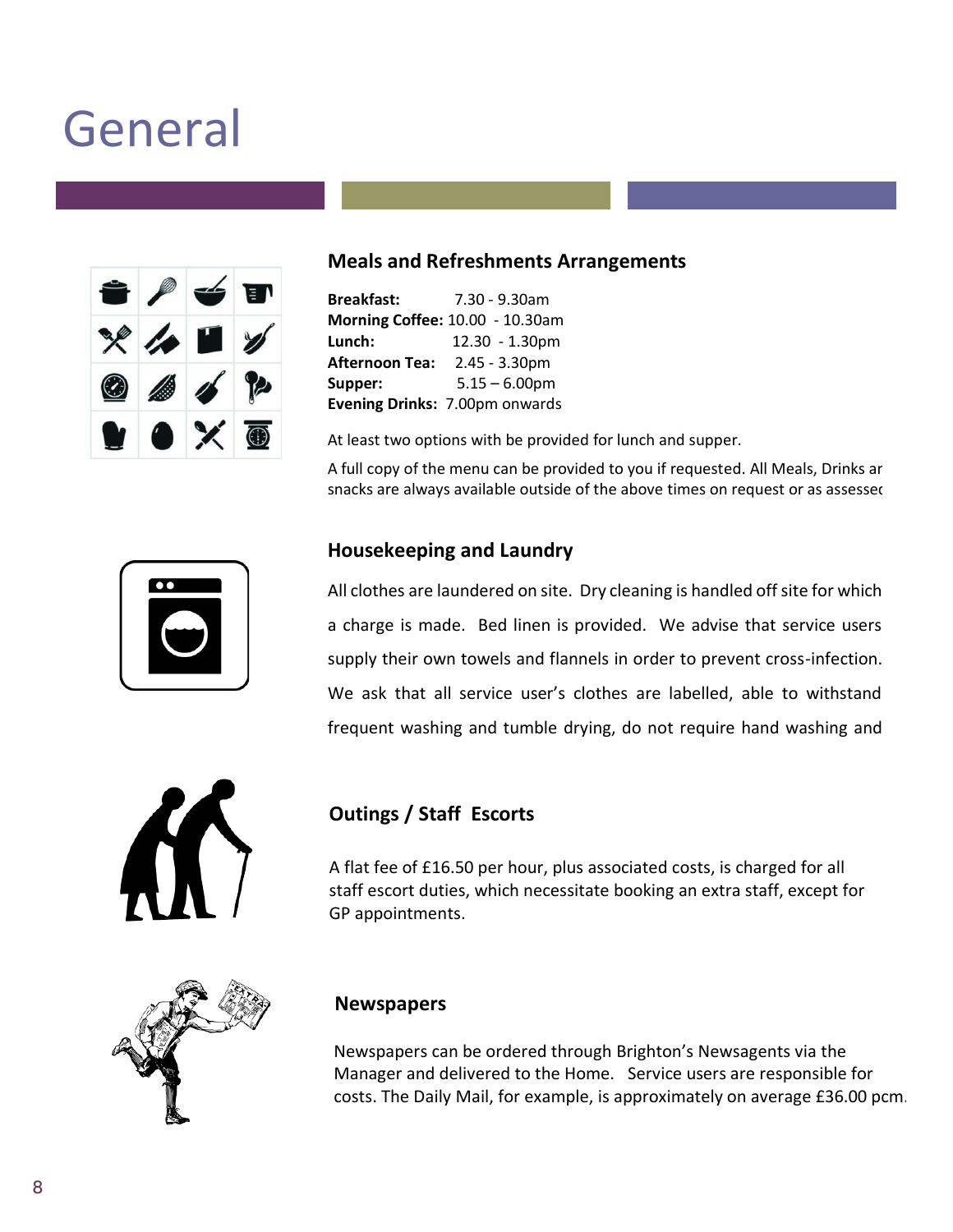# General

### Meals and Refreshments Arrangements

**Breakfast:** 7.30 - 9.30am
**Morning Coffee:** 10.00 - 10.30am
**Lunch:** 12.30 - 1.30pm
**Afternoon Tea:** 2.45 - 3.30pm
**Supper:** 5.15 – 6.00pm
**Evening Drinks:** 7.00pm onwards

At least two options with be provided for lunch and supper.

A full copy of the menu can be provided to you if requested. All Meals, Drinks ar snacks are always available outside of the above times on request or as assessec

### Housekeeping and Laundry

All clothes are laundered on site. Dry cleaning is handled off site for which a charge is made. Bed linen is provided. We advise that service users supply their own towels and flannels in order to prevent cross-infection. We ask that all service user's clothes are labelled, able to withstand frequent washing and tumble drying, do not require hand washing and

### Outings / Staff Escorts

A flat fee of £16.50 per hour, plus associated costs, is charged for all staff escort duties, which necessitate booking an extra staff, except for GP appointments.

### Newspapers

Newspapers can be ordered through Brighton's Newsagents via the Manager and delivered to the Home. Service users are responsible for costs. The Daily Mail, for example, is approximately on average £36.00 pcm.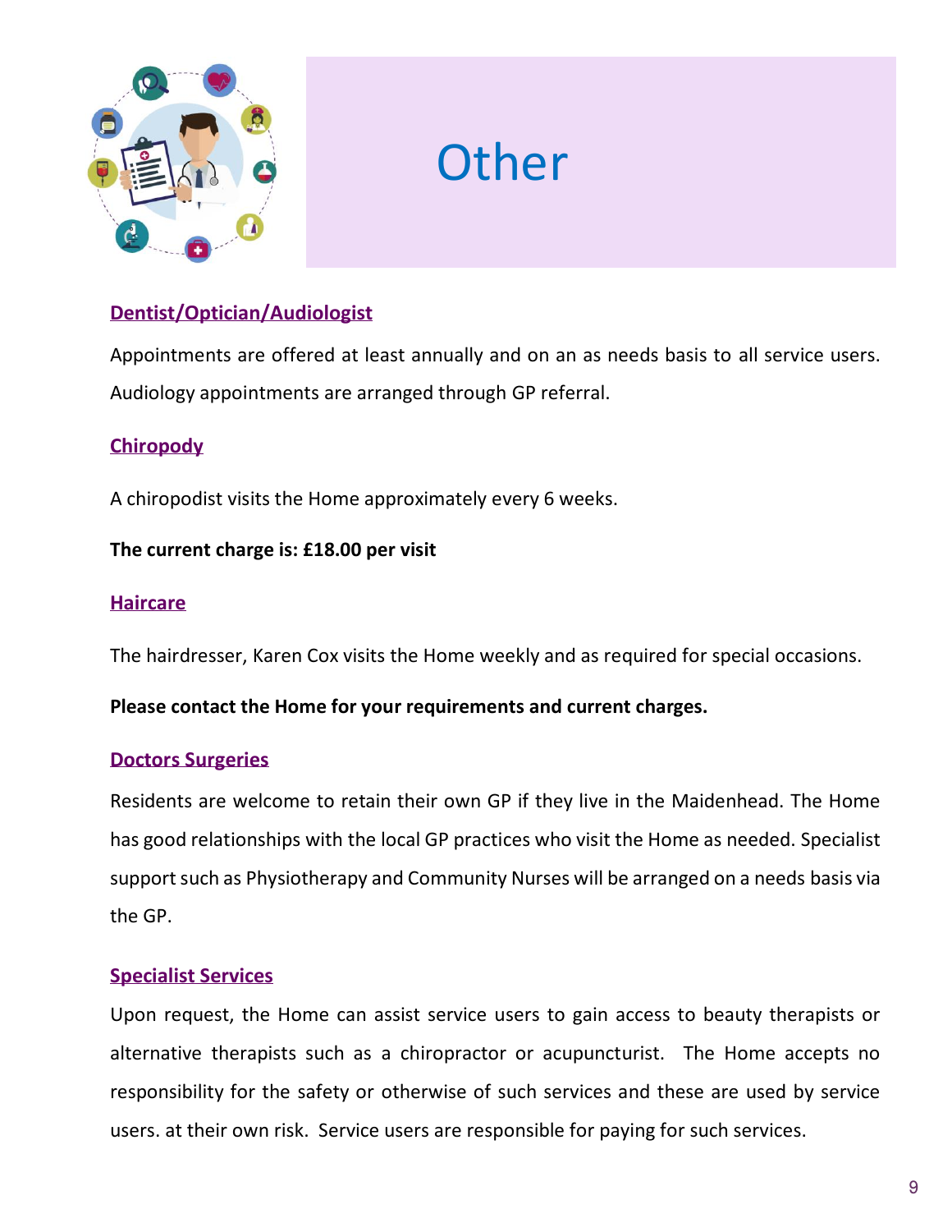# Other

## Dentist/Optician/Audiologist

Appointments are offered at least annually and on an as needs basis to all service users. Audiology appointments are arranged through GP referral.

## Chiropody

A chiropodist visits the Home approximately every 6 weeks.

**The current charge is: £18.00 per visit**

## Haircare

The hairdresser, Karen Cox visits the Home weekly and as required for special occasions.

**Please contact the Home for your requirements and current charges.**

## Doctors Surgeries

Residents are welcome to retain their own GP if they live in the Maidenhead. The Home has good relationships with the local GP practices who visit the Home as needed. Specialist support such as Physiotherapy and Community Nurses will be arranged on a needs basis via the GP.

## Specialist Services

Upon request, the Home can assist service users to gain access to beauty therapists or alternative therapists such as a chiropractor or acupuncturist. The Home accepts no responsibility for the safety or otherwise of such services and these are used by service users. at their own risk. Service users are responsible for paying for such services.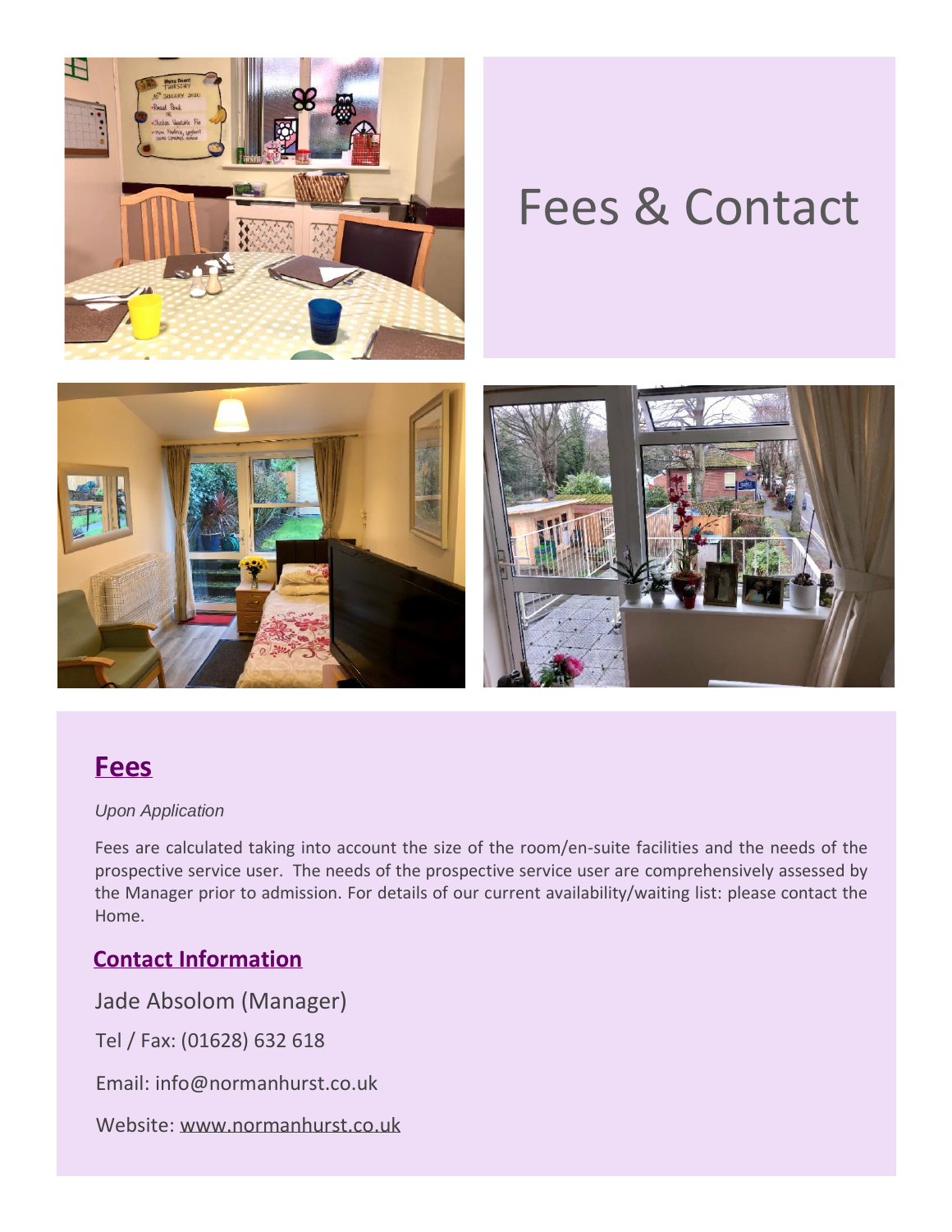# Fees & Contact

## Fees

*Upon Application*

Fees are calculated taking into account the size of the room/en-suite facilities and the needs of the prospective service user. The needs of the prospective service user are comprehensively assessed by the Manager prior to admission. For details of our current availability/waiting list: please contact the Home.

## Contact Information

Jade Absolom (Manager)

Tel / Fax: (01628) 632 618

Email: info@normanhurst.co.uk

Website: www.normanhurst.co.uk